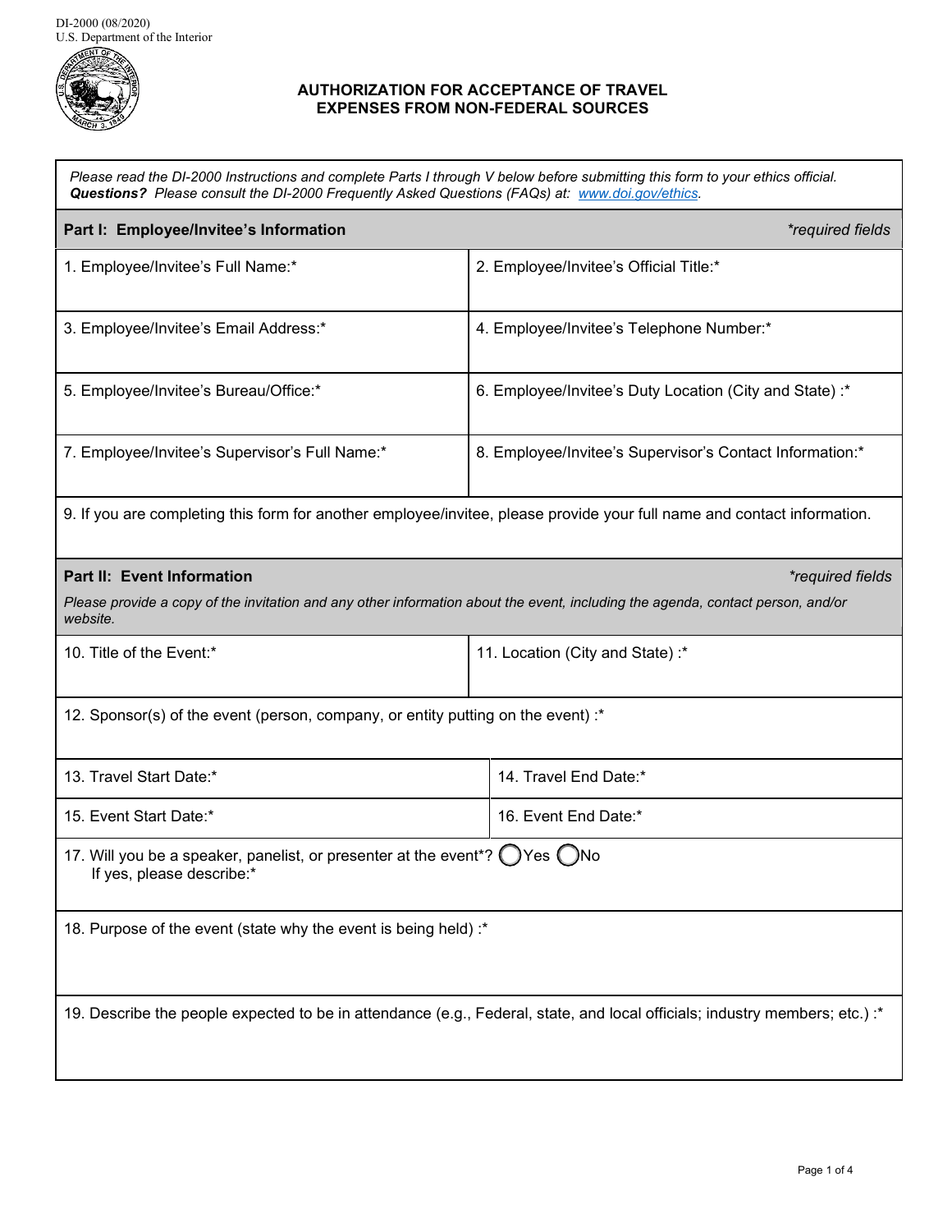DI-2000 (08/2020)
U.S. Department of the Interior

# AUTHORIZATION FOR ACCEPTANCE OF TRAVEL EXPENSES FROM NON-FEDERAL SOURCES

*Please read the DI-2000 Instructions and complete Parts I through V below before submitting this form to your ethics official.*
***Questions?*** *Please consult the DI-2000 Frequently Asked Questions (FAQs) at: [www.doi.gov/ethics](www.doi.gov/ethics).*

## Part I: Employee/Invitee's Information

*\*required fields*

| | |
|---|---|
| 1. Employee/Invitee's Full Name:* | 2. Employee/Invitee's Official Title:* |
| 3. Employee/Invitee's Email Address:* | 4. Employee/Invitee's Telephone Number:* |
| 5. Employee/Invitee's Bureau/Office:* | 6. Employee/Invitee's Duty Location (City and State) :* |
| 7. Employee/Invitee's Supervisor's Full Name:* | 8. Employee/Invitee's Supervisor's Contact Information:* |

9. If you are completing this form for another employee/invitee, please provide your full name and contact information.

## Part II: Event Information

*\*required fields*

*Please provide a copy of the invitation and any other information about the event, including the agenda, contact person, and/or website.*

| | |
|---|---|
| 10. Title of the Event:* | 11. Location (City and State) :* |

12. Sponsor(s) of the event (person, company, or entity putting on the event) :*

| | |
|---|---|
| 13. Travel Start Date:* | 14. Travel End Date:* |
| 15. Event Start Date:* | 16. Event End Date:* |

17. Will you be a speaker, panelist, or presenter at the event*? ◯ Yes ◯ No
If yes, please describe:*

18. Purpose of the event (state why the event is being held) :*

19. Describe the people expected to be in attendance (e.g., Federal, state, and local officials; industry members; etc.) :*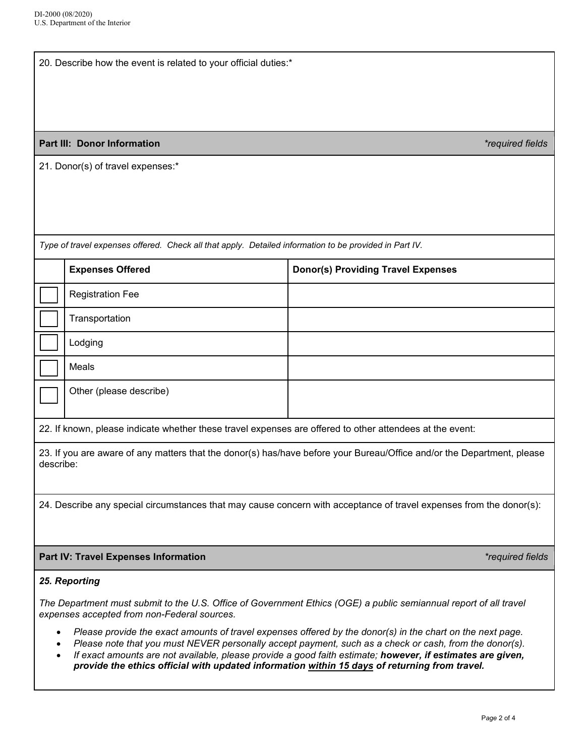20. Describe how the event is related to your official duties:*

## Part III: Donor Information

*\*required fields*

21. Donor(s) of travel expenses:*

*Type of travel expenses offered. Check all that apply. Detailed information to be provided in Part IV.*

| | Expenses Offered | Donor(s) Providing Travel Expenses |
|---|---|---|
| ☐ | Registration Fee | |
| ☐ | Transportation | |
| ☐ | Lodging | |
| ☐ | Meals | |
| ☐ | Other (please describe) | |

22. If known, please indicate whether these travel expenses are offered to other attendees at the event:

23. If you are aware of any matters that the donor(s) has/have before your Bureau/Office and/or the Department, please describe:

24. Describe any special circumstances that may cause concern with acceptance of travel expenses from the donor(s):

## Part IV: Travel Expenses Information

*\*required fields*

***25. Reporting***

*The Department must submit to the U.S. Office of Government Ethics (OGE) a public semiannual report of all travel expenses accepted from non-Federal sources.*

- *Please provide the exact amounts of travel expenses offered by the donor(s) in the chart on the next page.*
- *Please note that you must NEVER personally accept payment, such as a check or cash, from the donor(s).*
- *If exact amounts are not available, please provide a good faith estimate;* ***however, if estimates are given, provide the ethics official with updated information <u>within 15 days</u> of returning from travel.***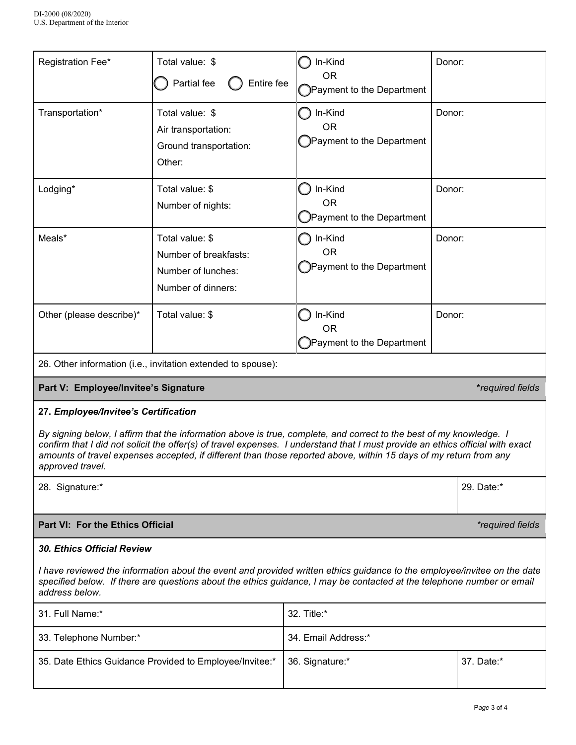| | | | |
|---|---|---|---|
| Registration Fee* | Total value: $<br>◯ Partial fee ◯ Entire fee | ◯ In-Kind<br>OR<br>◯ Payment to the Department | Donor: |
| Transportation* | Total value: $<br>Air transportation:<br>Ground transportation:<br>Other: | ◯ In-Kind<br>OR<br>◯ Payment to the Department | Donor: |
| Lodging* | Total value: $<br>Number of nights: | ◯ In-Kind<br>OR<br>◯ Payment to the Department | Donor: |
| Meals* | Total value: $<br>Number of breakfasts:<br>Number of lunches:<br>Number of dinners: | ◯ In-Kind<br>OR<br>◯ Payment to the Department | Donor: |
| Other (please describe)* | Total value: $ | ◯ In-Kind<br>OR<br>◯ Payment to the Department | Donor: |

26. Other information (i.e., invitation extended to spouse):

## Part V: Employee/Invitee's Signature

**\*required fields**

**27. *Employee/Invitee's Certification***

*By signing below, I affirm that the information above is true, complete, and correct to the best of my knowledge. I confirm that I did not solicit the offer(s) of travel expenses. I understand that I must provide an ethics official with exact amounts of travel expenses accepted, if different than those reported above, within 15 days of my return from any approved travel.*

| | |
|---|---|
| 28. Signature:* | 29. Date:* |

## Part VI: For the Ethics Official

*\*required fields*

***30. Ethics Official Review***

*I have reviewed the information about the event and provided written ethics guidance to the employee/invitee on the date specified below. If there are questions about the ethics guidance, I may be contacted at the telephone number or email address below.*

| | | |
|---|---|---|
| 31. Full Name:* | 32. Title:* | |
| 33. Telephone Number:* | 34. Email Address:* | |
| 35. Date Ethics Guidance Provided to Employee/Invitee:* | 36. Signature:* | 37. Date:* |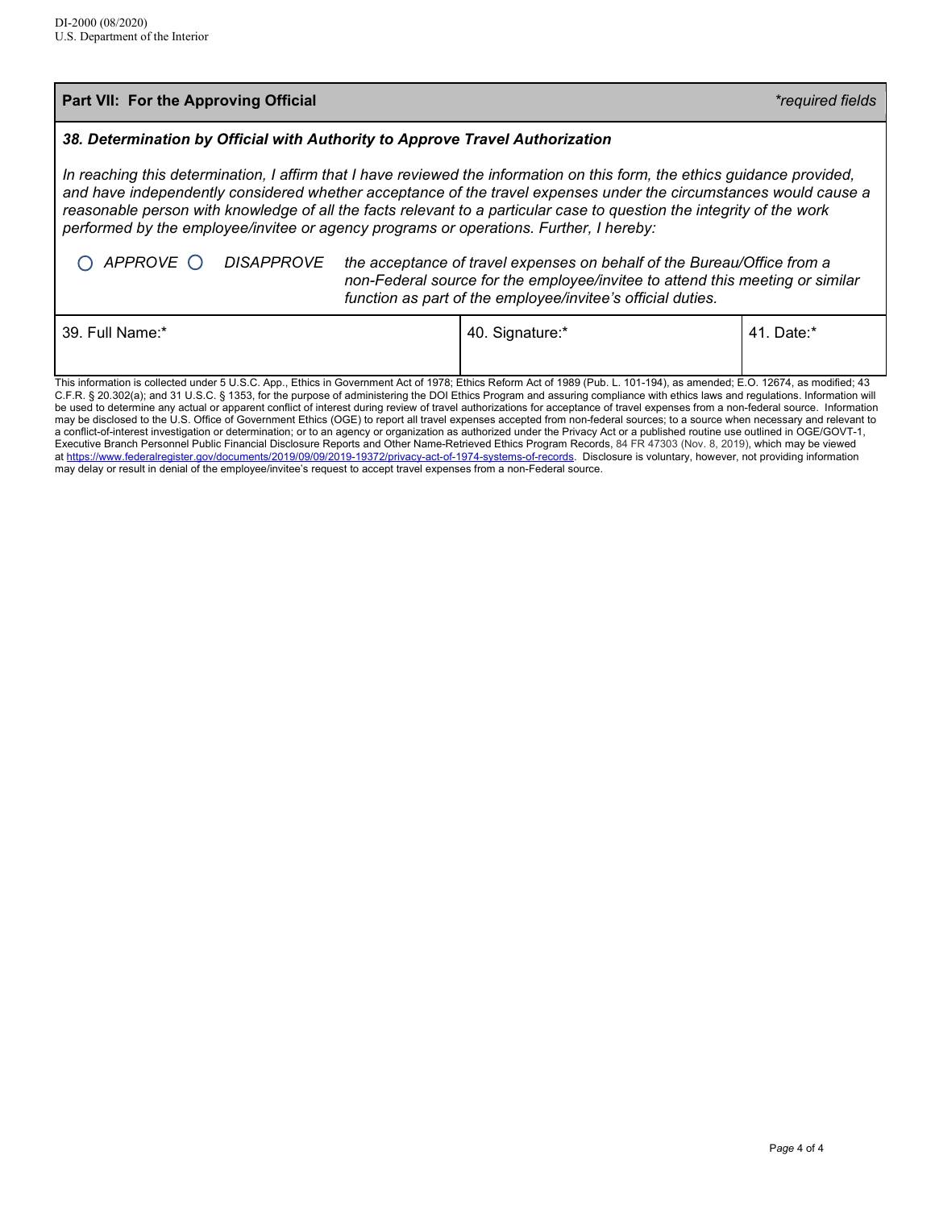## Part VII: For the Approving Official

*\*required fields*

***38. Determination by Official with Authority to Approve Travel Authorization***

*In reaching this determination, I affirm that I have reviewed the information on this form, the ethics guidance provided, and have independently considered whether acceptance of the travel expenses under the circumstances would cause a reasonable person with knowledge of all the facts relevant to a particular case to question the integrity of the work performed by the employee/invitee or agency programs or operations. Further, I hereby:*

○ *APPROVE* ○ *DISAPPROVE* *the acceptance of travel expenses on behalf of the Bureau/Office from a non-Federal source for the employee/invitee to attend this meeting or similar function as part of the employee/invitee's official duties.*

| 39. Full Name:* | 40. Signature:* | 41. Date:* |
|---|---|---|
| | | |

This information is collected under 5 U.S.C. App., Ethics in Government Act of 1978; Ethics Reform Act of 1989 (Pub. L. 101-194), as amended; E.O. 12674, as modified; 43 C.F.R. § 20.302(a); and 31 U.S.C. § 1353, for the purpose of administering the DOI Ethics Program and assuring compliance with ethics laws and regulations. Information will be used to determine any actual or apparent conflict of interest during review of travel authorizations for acceptance of travel expenses from a non-federal source. Information may be disclosed to the U.S. Office of Government Ethics (OGE) to report all travel expenses accepted from non-federal sources; to a source when necessary and relevant to a conflict-of-interest investigation or determination; or to an agency or organization as authorized under the Privacy Act or a published routine use outlined in OGE/GOVT-1, Executive Branch Personnel Public Financial Disclosure Reports and Other Name-Retrieved Ethics Program Records, 84 FR 47303 (Nov. 8, 2019), which may be viewed at https://www.federalregister.gov/documents/2019/09/09/2019-19372/privacy-act-of-1974-systems-of-records. Disclosure is voluntary, however, not providing information may delay or result in denial of the employee/invitee's request to accept travel expenses from a non-Federal source.